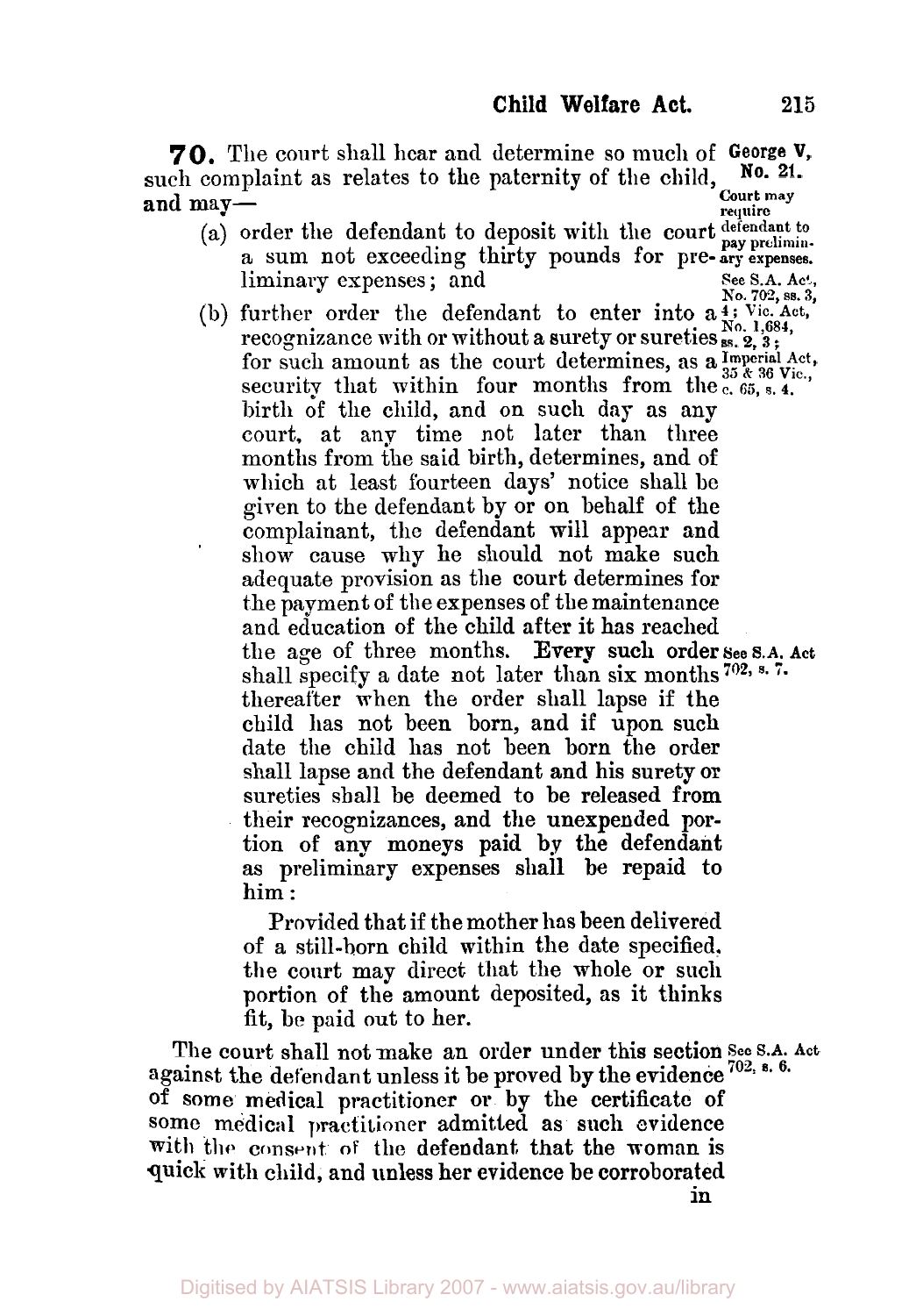**70.** The court shall hear and determine so much of such complaint as relates to the paternity of the child, and may—

George V, No. 21.

Court may require defendant to pay preliminary expenses.

See S.A. Act, No. 702, ss. 3, 4; Vic. Act, No. 1,684, ss. 2, 3; Imperial Act, 35 & 36 Vic., c. 65, s. 4.

(a) order the defendant to deposit with the court a sum not exceeding thirty pounds for preliminary expenses; and

(b) further order the defendant to enter into a recognizance with or without a surety or sureties for such amount as the court determines, as a security that within four months from the birth of the child, and on such day as any court, at any time not later than three months from the said birth, determines, and of which at least fourteen days' notice shall be given to the defendant by or on behalf of the complainant, the defendant will appear and show cause why he should not make such adequate provision as the court determines for the payment of the expenses of the maintenance and education of the child after it has reached the age of three months. Every such order shall specify a date not later than six months thereafter when the order shall lapse if the child has not been born, and if upon such date the child has not been born the order shall lapse and the defendant and his surety or sureties shall be deemed to be released from their recognizances, and the unexpended portion of any moneys paid by the defendant as preliminary expenses shall be repaid to him:

See S.A. Act 702, s. 7.

Provided that if the mother has been delivered of a still-born child within the date specified, the court may direct that the whole or such portion of the amount deposited, as it thinks fit, be paid out to her.

The court shall not make an order under this section against the defendant unless it be proved by the evidence of some medical practitioner or by the certificate of some medical practitioner admitted as such evidence with the consent of the defendant that the woman is quick with child, and unless her evidence be corroborated in

See S.A. Act 702, s. 6.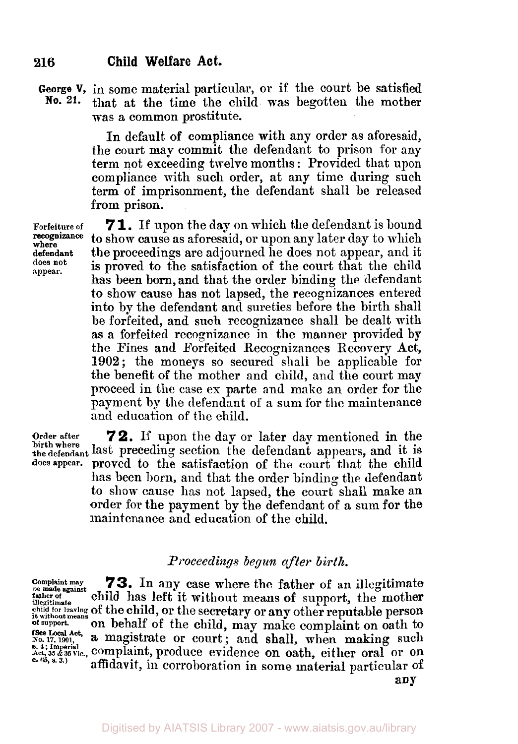George V, No. 21.

in some material particular, or if the court be satisfied that at the time the child was begotten the mother was a common prostitute.

In default of compliance with any order as aforesaid, the court may commit the defendant to prison for any term not exceeding twelve months: Provided that upon compliance with such order, at any time during such term of imprisonment, the defendant shall be released from prison.

Forfeiture of recognizance where defendant does not appear.

**71.** If upon the day on which the defendant is bound to show cause as aforesaid, or upon any later day to which the proceedings are adjourned he does not appear, and it is proved to the satisfaction of the court that the child has been born, and that the order binding the defendant to show cause has not lapsed, the recognizances entered into by the defendant and sureties before the birth shall be forfeited, and such recognizance shall be dealt with as a forfeited recognizance in the manner provided by the Fines and Forfeited Recognizances Recovery Act, 1902; the moneys so secured shall be applicable for the benefit of the mother and child, and the court may proceed in the case ex parte and make an order for the payment by the defendant of a sum for the maintenance and education of the child.

Order after birth where the defendant does appear.

**72.** If upon the day or later day mentioned in the last preceding section the defendant appears, and it is proved to the satisfaction of the court that the child has been born, and that the order binding the defendant to show cause has not lapsed, the court shall make an order for the payment by the defendant of a sum for the maintenance and education of the child.

*Proceedings begun after birth.*

Complaint may be made against father of illegitimate child for leaving it without means of support. (See Local Act, No. 17, 1901, s. 4; Imperial Act, 35 & 36 Vic., c. 65, s. 3.)

**73.** In any case where the father of an illegitimate child has left it without means of support, the mother of the child, or the secretary or any other reputable person on behalf of the child, may make complaint on oath to a magistrate or court; and shall, when making such complaint, produce evidence on oath, either oral or on affidavit, in corroboration in some material particular of any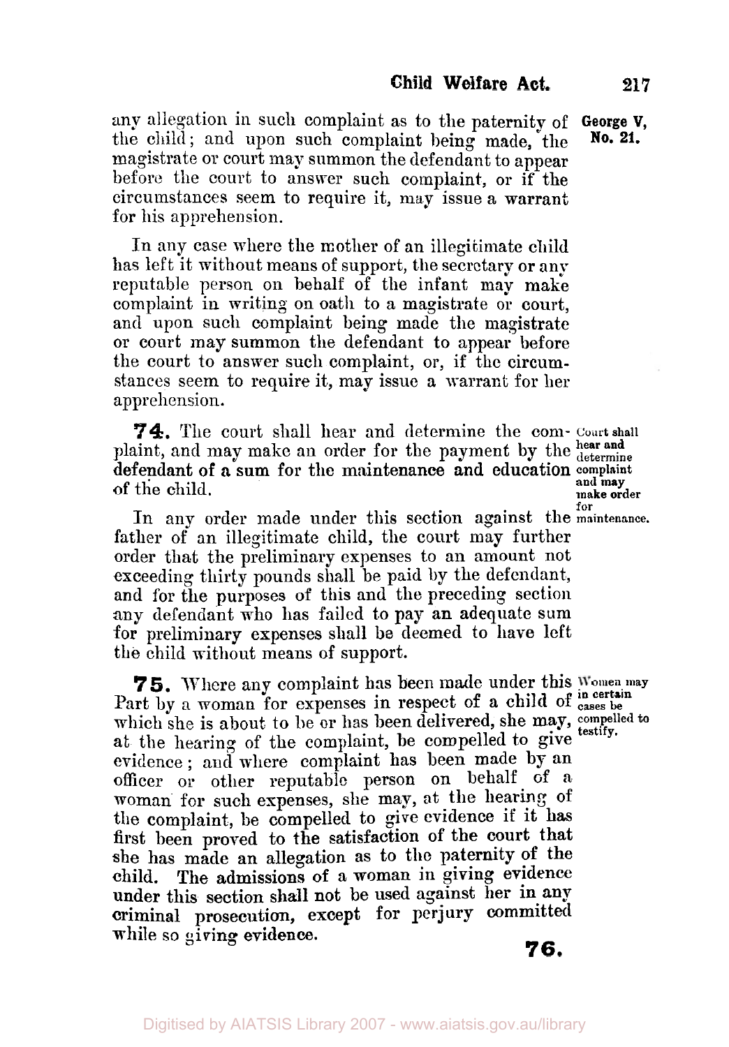any allegation in such complaint as to the paternity of the child; and upon such complaint being made, the magistrate or court may summon the defendant to appear before the court to answer such complaint, or if the circumstances seem to require it, may issue a warrant for his apprehension.

In any case where the mother of an illegitimate child has left it without means of support, the secretary or any reputable person on behalf of the infant may make complaint in writing on oath to a magistrate or court, and upon such complaint being made the magistrate or court may summon the defendant to appear before the court to answer such complaint, or, if the circumstances seem to require it, may issue a warrant for her apprehension.

*Court shall hear and determine complaint and may make order for maintenance.*

**74.** The court shall hear and determine the complaint, and may make an order for the payment by the defendant of a sum for the maintenance and education of the child.

In any order made under this section against the father of an illegitimate child, the court may further order that the preliminary expenses to an amount not exceeding thirty pounds shall be paid by the defendant, and for the purposes of this and the preceding section any defendant who has failed to pay an adequate sum for preliminary expenses shall be deemed to have left the child without means of support.

*Women may in certain cases be compelled to testify.*

**75.** Where any complaint has been made under this Part by a woman for expenses in respect of a child of which she is about to be or has been delivered, she may, at the hearing of the complaint, be compelled to give evidence; and where complaint has been made by an officer or other reputable person on behalf of a woman for such expenses, she may, at the hearing of the complaint, be compelled to give evidence if it has first been proved to the satisfaction of the court that she has made an allegation as to the paternity of the child. The admissions of a woman in giving evidence under this section shall not be used against her in any criminal prosecution, except for perjury committed while so giving evidence.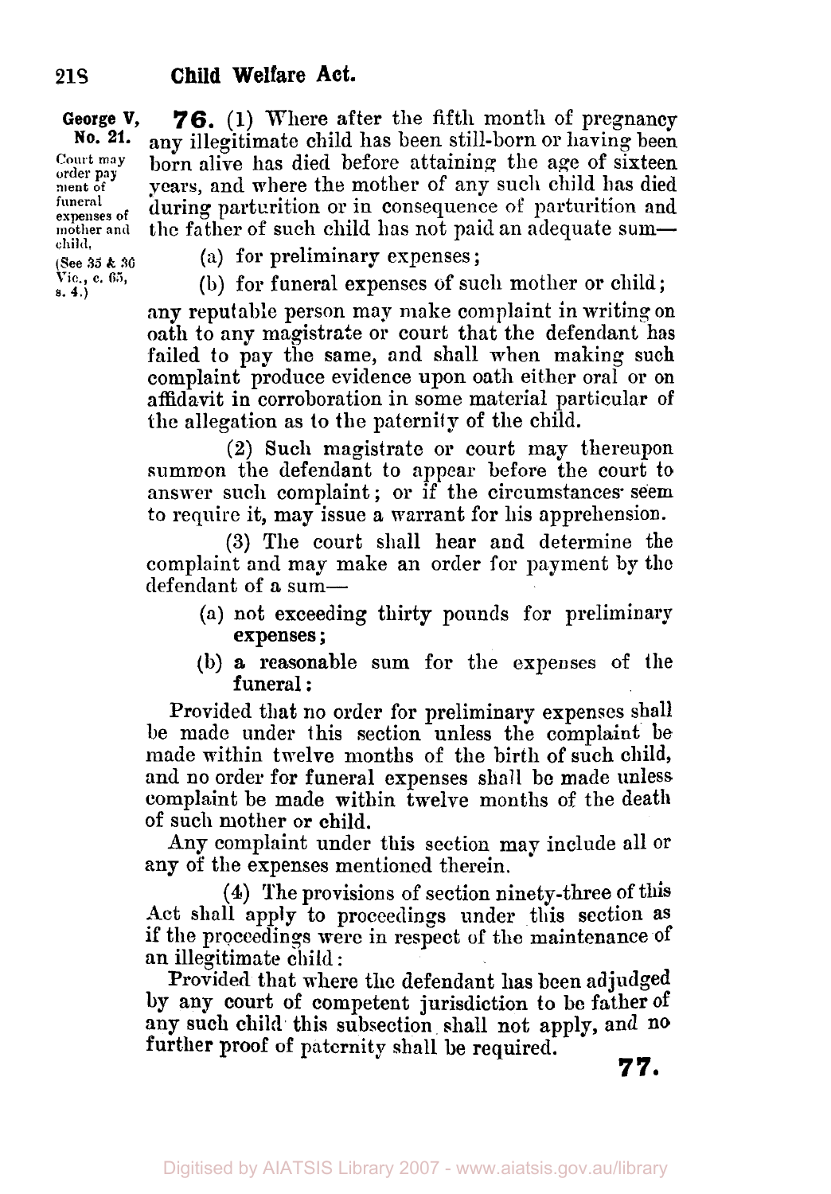George V, No. 21.

Court may order payment of funeral expenses of mother and child. (See 35 & 36 Vic., c. 65, s. 4.)

**76.** (1) Where after the fifth month of pregnancy any illegitimate child has been still-born or having been born alive has died before attaining the age of sixteen years, and where the mother of any such child has died during parturition or in consequence of parturition and the father of such child has not paid an adequate sum—

(a) for preliminary expenses;

(b) for funeral expenses of such mother or child;

any reputable person may make complaint in writing on oath to any magistrate or court that the defendant has failed to pay the same, and shall when making such complaint produce evidence upon oath either oral or on affidavit in corroboration in some material particular of the allegation as to the paternity of the child.

(2) Such magistrate or court may thereupon summon the defendant to appear before the court to answer such complaint; or if the circumstances seem to require it, may issue a warrant for his apprehension.

(3) The court shall hear and determine the complaint and may make an order for payment by the defendant of a sum—

(a) not exceeding thirty pounds for preliminary expenses;

(b) a reasonable sum for the expenses of the funeral:

Provided that no order for preliminary expenses shall be made under this section unless the complaint be made within twelve months of the birth of such child, and no order for funeral expenses shall be made unless complaint be made within twelve months of the death of such mother or child.

Any complaint under this section may include all or any of the expenses mentioned therein.

(4) The provisions of section ninety-three of this Act shall apply to proceedings under this section as if the proceedings were in respect of the maintenance of an illegitimate child:

Provided that where the defendant has been adjudged by any court of competent jurisdiction to be father of any such child this subsection shall not apply, and no further proof of paternity shall be required.

**77.**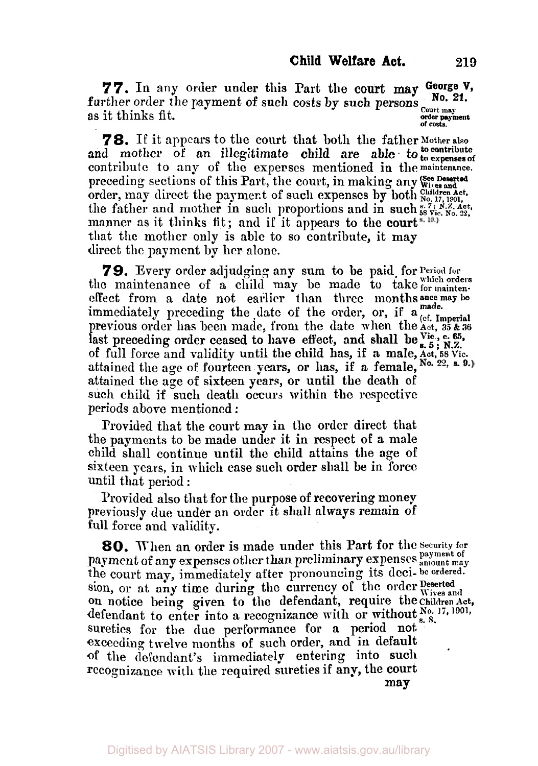**77.** In any order under this Part the court may further order the payment of such costs by such persons as it thinks fit.

George V, No. 21.

Court may order payment of costs.

**78.** If it appears to the court that both the father and mother of an *illegitimate* child are able to contribute to any of the expenses mentioned in the preceding sections of this Part, the court, in making any order, may direct the payment of such expenses by both the father and mother in such proportions and in such manner as it thinks fit; and if it appears to the court that the mother only is able to so contribute, it may direct the payment by her alone.

Mother also to contribute to expenses of maintenance. (See Deserted Wives and Children Act, No. 17, 1901, s. 7; N.Z. Act, 58 Vic. No. 22, s. 10.)

**79.** Every order adjudging any sum to be paid for the maintenance of a child may be made to take effect from a date not earlier than three months immediately preceding the date of the order, or, if a previous order has been made, from the date when the last preceding order ceased to have effect, and shall be of full force and validity until the child has, if a male, attained the age of fourteen years, or has, if a female, attained the age of sixteen years, or until the death of such child if such death occurs within the respective periods above mentioned:

Period for which orders for maintenance may be made. (cf. Imperial Act, 35 & 36 Vic., c. 65, s. 5; N.Z. Act, 58 Vic. No. 22, s. 9.)

Provided that the court may in the order direct that the payments to be made under it in respect of a male child shall continue until the child attains the age of sixteen years, in which case such order shall be in force until that period:

Provided also that for the purpose of recovering money previously due under an order it shall always remain of full force and validity.

**80.** When an order is made under this Part for the payment of any expenses other than preliminary expenses the court may, immediately after pronouncing its decision, or at any time during the currency of the order on notice being given to the defendant, require the defendant to enter into a recognizance with or without sureties for the due performance for a period not exceeding twelve months of such order, and in default of the defendant's immediately entering into such recognizance with the required sureties if any, the court may

Security for payment of amount may be ordered. Deserted Wives and Children Act, No. 17, 1901, s. 8.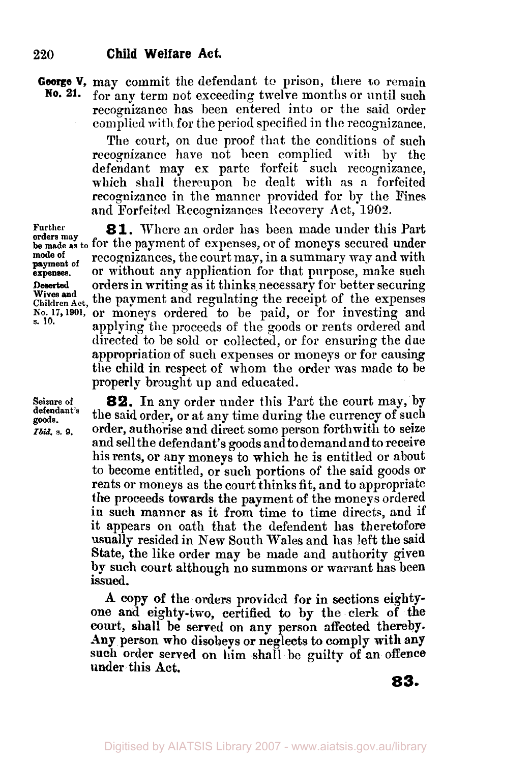George V, No. 21.

may commit the defendant to prison, there to remain for any term not exceeding twelve months or until such recognizance has been entered into or the said order complied with for the period specified in the recognizance.

The court, on due proof that the conditions of such recognizance have not been complied with by the defendant may ex parte forfeit such recognizance, which shall thereupon be dealt with as a forfeited recognizance in the manner provided for by the Fines and Forfeited Recognizances Recovery Act, 1902.

*Further orders may be made as to mode of payment of expenses.*
*Deserted Wives and Children Act, No. 17, 1901, s. 10.*

**81.** Where an order has been made under this Part for the payment of expenses, or of moneys secured under recognizances, the court may, in a summary way and with or without any application for that purpose, make such orders in writing as it thinks necessary for better securing the payment and regulating the receipt of the expenses or moneys ordered to be paid, or for investing and applying the proceeds of the goods or rents ordered and directed to be sold or collected, or for ensuring the due appropriation of such expenses or moneys or for causing the child in respect of whom the order was made to be properly brought up and educated.

*Seizure of defendant's goods.*
*Ibid, s. 9.*

**82.** In any order under this Part the court may, by the said order, or at any time during the currency of such order, authorise and direct some person forthwith to seize and sell the defendant's goods and to demand and to receive his rents, or any moneys to which he is entitled or about to become entitled, or such portions of the said goods or rents or moneys as the court thinks fit, and to appropriate the proceeds towards the payment of the moneys ordered in such manner as it from time to time directs, and if it appears on oath that the defendent has theretofore usually resided in New South Wales and has left the said State, the like order may be made and authority given by such court although no summons or warrant has been issued.

A copy of the orders provided for in sections eighty-one and eighty-two, certified to by the clerk of the court, shall be served on any person affected thereby. Any person who disobeys or neglects to comply with any such order served on him shall be guilty of an offence under this Act.

**83.**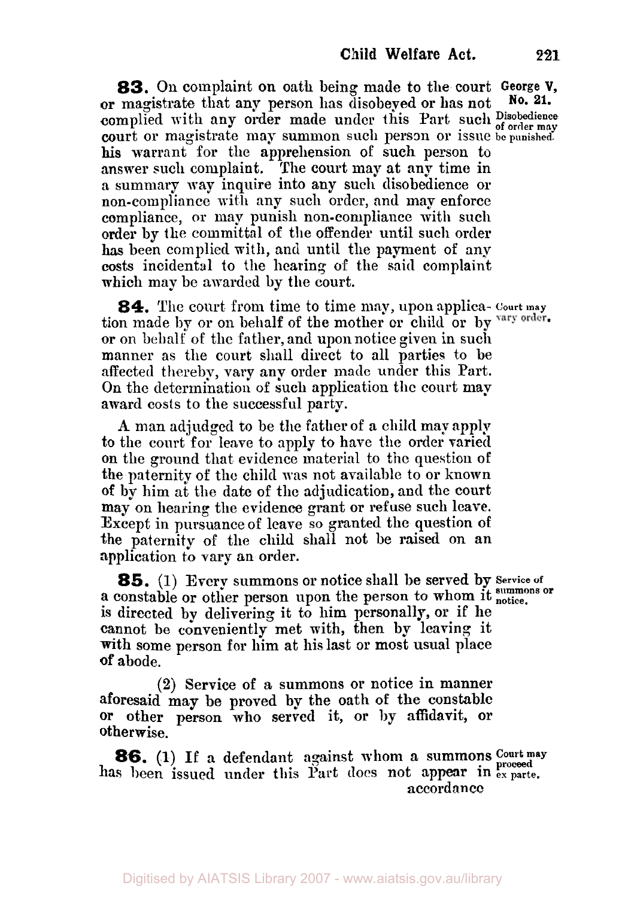**83.** On complaint on oath being made to the court or magistrate that any person has disobeyed or has not complied with any order made under this Part such court or magistrate may summon such person or issue his warrant for the apprehension of such person to answer such complaint. The court may at any time in a summary way inquire into any such disobedience or non-compliance with any such order, and may enforce compliance, or may punish non-compliance with such order by the committal of the offender until such order has been complied with, and until the payment of any costs incidental to the hearing of the said complaint which may be awarded by the court.

George V, No. 21.

Disobedience of order may be punished.

**84.** The court from time to time may, upon application made by or on behalf of the mother or child or by or on behalf of the father, and upon notice given in such manner as the court shall direct to all parties to be affected thereby, vary any order made under this Part. On the determination of such application the court may award costs to the successful party.

Court may vary order.

A man adjudged to be the father of a child may apply to the court for leave to apply to have the order varied on the ground that evidence material to the question of the paternity of the child was not available to or known of by him at the date of the adjudication, and the court may on hearing the evidence grant or refuse such leave. Except in pursuance of leave so granted the question of the paternity of the child shall not be raised on an application to vary an order.

**85.** (1) Every summons or notice shall be served by a constable or other person upon the person to whom it is directed by delivering it to him personally, or if he cannot be conveniently met with, then by leaving it with some person for him at his last or most usual place of abode.

Service of summons or notice.

(2) Service of a summons or notice in manner aforesaid may be proved by the oath of the constable or other person who served it, or by affidavit, or otherwise.

**86.** (1) If a defendant against whom a summons has been issued under this Part does not appear in accordance

Court may proceed ex parte.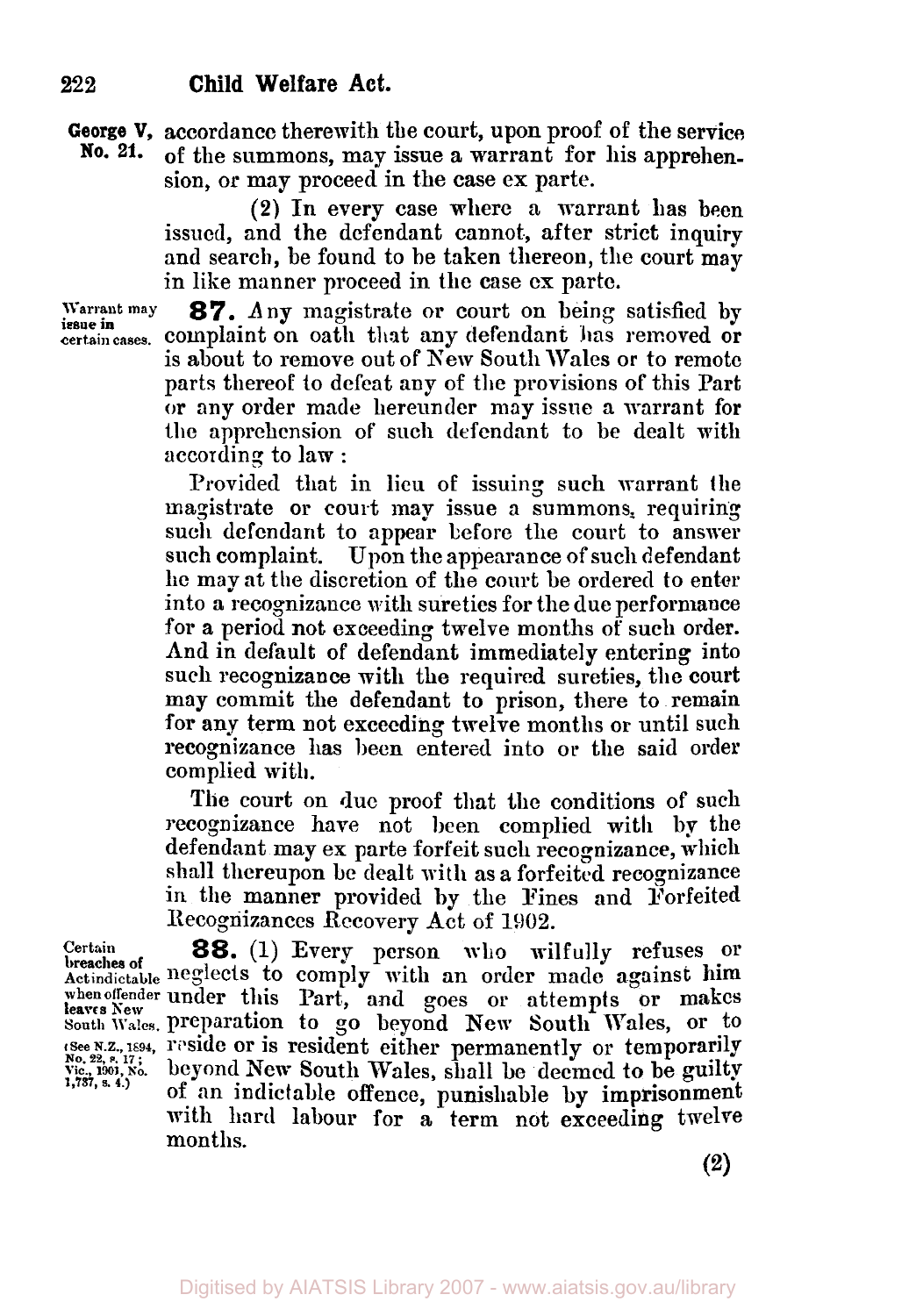**George V, No. 21.**

accordance therewith the court, upon proof of the service of the summons, may issue a warrant for his apprehension, or may proceed in the case ex parte.

(2) In every case where a warrant has been issued, and the defendant cannot, after strict inquiry and search, be found to be taken thereon, the court may in like manner proceed in the case ex parte.

*Warrant may issue in certain cases.*

**87.** Any magistrate or court on being satisfied by complaint on oath that any defendant has removed or is about to remove out of New South Wales or to remote parts thereof to defeat any of the provisions of this Part or any order made hereunder may issue a warrant for the apprehension of such defendant to be dealt with according to law:

Provided that in lieu of issuing such warrant the magistrate or court may issue a summons, requiring such defendant to appear before the court to answer such complaint. Upon the appearance of such defendant he may at the discretion of the court be ordered to enter into a recognizance with sureties for the due performance for a period not exceeding twelve months of such order. And in default of defendant immediately entering into such recognizance with the required sureties, the court may commit the defendant to prison, there to remain for any term not exceeding twelve months or until such recognizance has been entered into or the said order complied with.

The court on due proof that the conditions of such recognizance have not been complied with by the defendant may ex parte forfeit such recognizance, which shall thereupon be dealt with as a forfeited recognizance in the manner provided by the Fines and Forfeited Recognizances Recovery Act of 1902.

*Certain breaches of Act indictable when offender leaves New South Wales. (See N.Z., 1894, No. 22, s. 17; Vic., 1901, No. 1,737, s. 4.)*

**88.** (1) Every person who wilfully refuses or neglects to comply with an order made against him under this Part, and goes or attempts or makes preparation to go beyond New South Wales, or to reside or is resident either permanently or temporarily beyond New South Wales, shall be deemed to be guilty of an indictable offence, punishable by imprisonment with hard labour for a term not exceeding twelve months.

(2)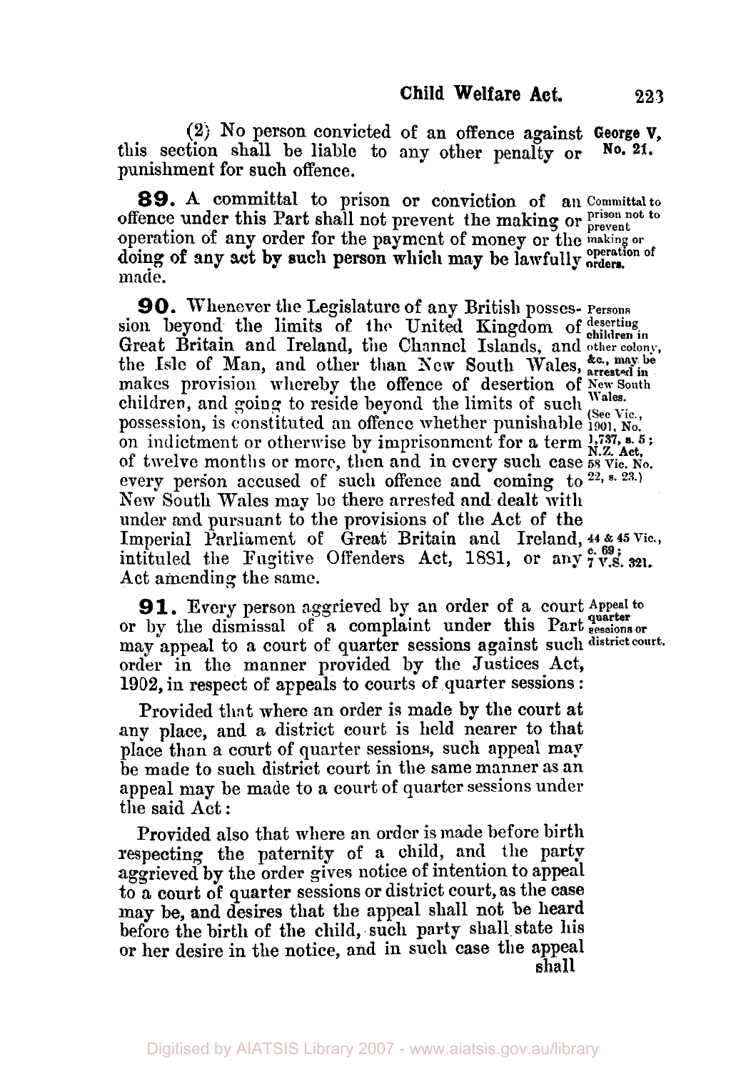(2) No person convicted of an offence against this section shall be liable to any other penalty or punishment for such offence.

George V, No. 21.

**89.** A committal to prison or conviction of an offence under this Part shall not prevent the making or operation of any order for the payment of money or the doing of any act by such person which may be lawfully made.

*Committal to prison not to prevent making or operation of orders.*

**90.** Whenever the Legislature of any British possession beyond the limits of the United Kingdom of Great Britain and Ireland, the Channel Islands, and the Isle of Man, and other than New South Wales, makes provision whereby the offence of desertion of children, and going to reside beyond the limits of such possession, is constituted an offence whether punishable on indictment or otherwise by imprisonment for a term of twelve months or more, then and in every such case every person accused of such offence and coming to New South Wales may be there arrested and dealt with under and pursuant to the provisions of the Act of the Imperial Parliament of Great Britain and Ireland, intituled the Fugitive Offenders Act, 1881, or any Act amending the same.

*Persons deserting children in other colony, &c., may be arrested in New South Wales. (See Vic., 1901, No. 1,737, s. 5; N.Z. Act, 58 Vic. No. 22, s. 23.)*

*44 & 45 Vic., c. 69; 7 V.S. 321.*

**91.** Every person aggrieved by an order of a court or by the dismissal of a complaint under this Part may appeal to a court of quarter sessions against such order in the manner provided by the Justices Act, 1902, in respect of appeals to courts of quarter sessions:

*Appeal to quarter sessions or district court.*

Provided that where an order is made by the court at any place, and a district court is held nearer to that place than a court of quarter sessions, such appeal may be made to such district court in the same manner as an appeal may be made to a court of quarter sessions under the said Act:

Provided also that where an order is made before birth respecting the paternity of a child, and the party aggrieved by the order gives notice of intention to appeal to a court of quarter sessions or district court, as the case may be, and desires that the appeal shall not be heard before the birth of the child, such party shall state his or her desire in the notice, and in such case the appeal shall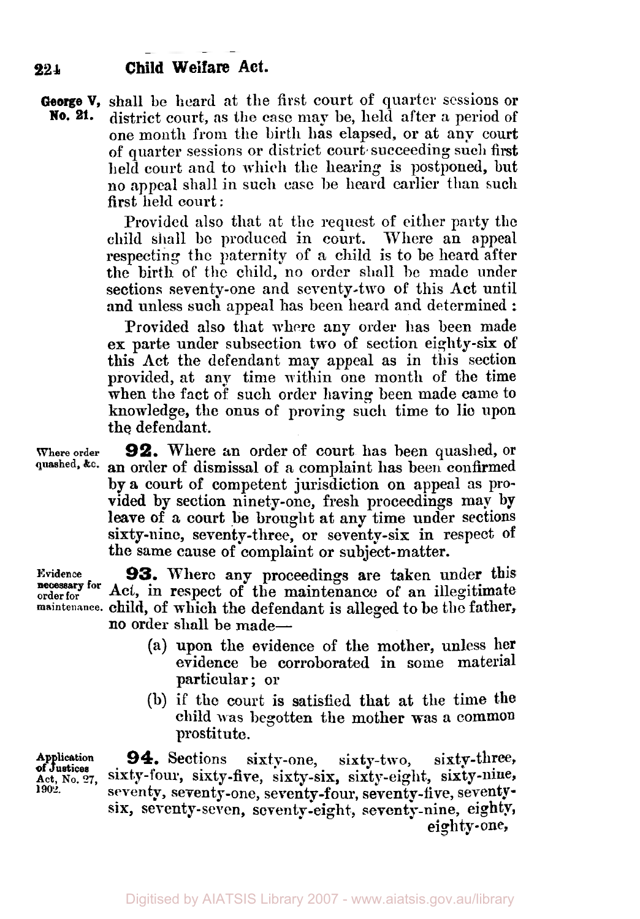**George V, No. 21.**

shall be heard at the first court of quarter sessions or district court, as the case may be, held after a period of one month from the birth has elapsed, or at any court of quarter sessions or district court succeeding such first held court and to which the hearing is postponed, but no appeal shall in such case be heard earlier than such first held court:

Provided also that at the request of either party the child shall be produced in court. Where an appeal respecting the paternity of a child is to be heard after the birth of the child, no order shall be made under sections seventy-one and seventy-two of this Act until and unless such appeal has been heard and determined:

Provided also that where any order has been made ex parte under subsection two of section eighty-six of this Act the defendant may appeal as in this section provided, at any time within one month of the time when the fact of such order having been made came to knowledge, the onus of proving such time to lie upon the defendant.

*Where order quashed, &c.*

**92.** Where an order of court has been quashed, or an order of dismissal of a complaint has been confirmed by a court of competent jurisdiction on appeal as provided by section ninety-one, fresh proceedings may by leave of a court be brought at any time under sections sixty-nine, seventy-three, or seventy-six in respect of the same cause of complaint or subject-matter.

*Evidence necessary for order for maintenance.*

**93.** Where any proceedings are taken under this Act, in respect of the maintenance of an illegitimate child, of which the defendant is alleged to be the father, no order shall be made—

(a) upon the evidence of the mother, unless her evidence be corroborated in some material particular; or

(b) if the court is satisfied that at the time the child was begotten the mother was a common prostitute.

*Application of Justices Act, No. 27, 1902.*

**94.** Sections sixty-one, sixty-two, sixty-three, sixty-four, sixty-five, sixty-six, sixty-eight, sixty-nine, seventy, seventy-one, seventy-four, seventy-five, seventy-six, seventy-seven, seventy-eight, seventy-nine, eighty, eighty-one,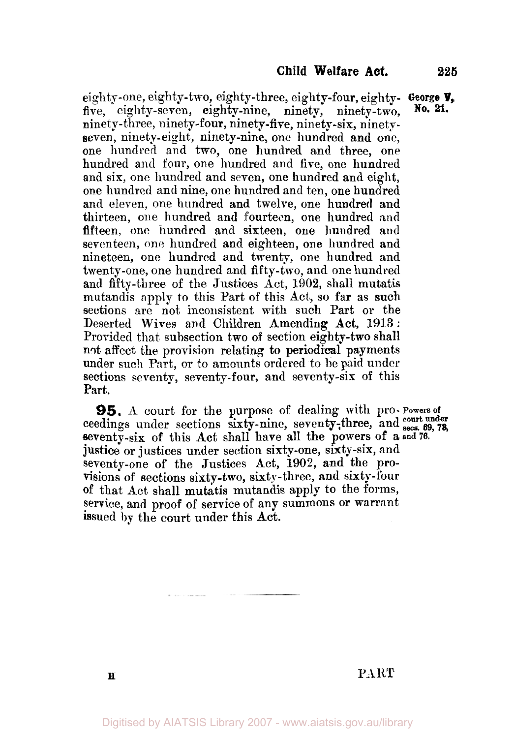eighty-one, eighty-two, eighty-three, eighty-four, eighty-five, eighty-seven, eighty-nine, ninety, ninety-two, ninety-three, ninety-four, ninety-five, ninety-six, ninety-seven, ninety-eight, ninety-nine, one hundred and one, one hundred and two, one hundred and three, one hundred and four, one hundred and five, one hundred and six, one hundred and seven, one hundred and eight, one hundred and nine, one hundred and ten, one hundred and eleven, one hundred and twelve, one hundred and thirteen, one hundred and fourteen, one hundred and fifteen, one hundred and sixteen, one hundred and seventeen, one hundred and eighteen, one hundred and nineteen, one hundred and twenty, one hundred and twenty-one, one hundred and fifty-two, and one hundred and fifty-three of the Justices Act, 1902, shall mutatis mutandis apply to this Part of this Act, so far as such sections are not inconsistent with such Part or the Deserted Wives and Children Amending Act, 1913: Provided that subsection two of section eighty-two shall not affect the provision relating to periodical payments under such Part, or to amounts ordered to be paid under sections seventy, seventy-four, and seventy-six of this Part.

George V, No. 21.

**95.** A court for the purpose of dealing with proceedings under sections sixty-nine, seventy-three, and seventy-six of this Act shall have all the powers of a justice or justices under section sixty-one, sixty-six, and seventy-one of the Justices Act, 1902, and the provisions of sections sixty-two, sixty-three, and sixty-four of that Act shall mutatis mutandis apply to the forms, service, and proof of service of any summons or warrant issued by the court under this Act.

Powers of court under secs. 69, 73, and 76.

PART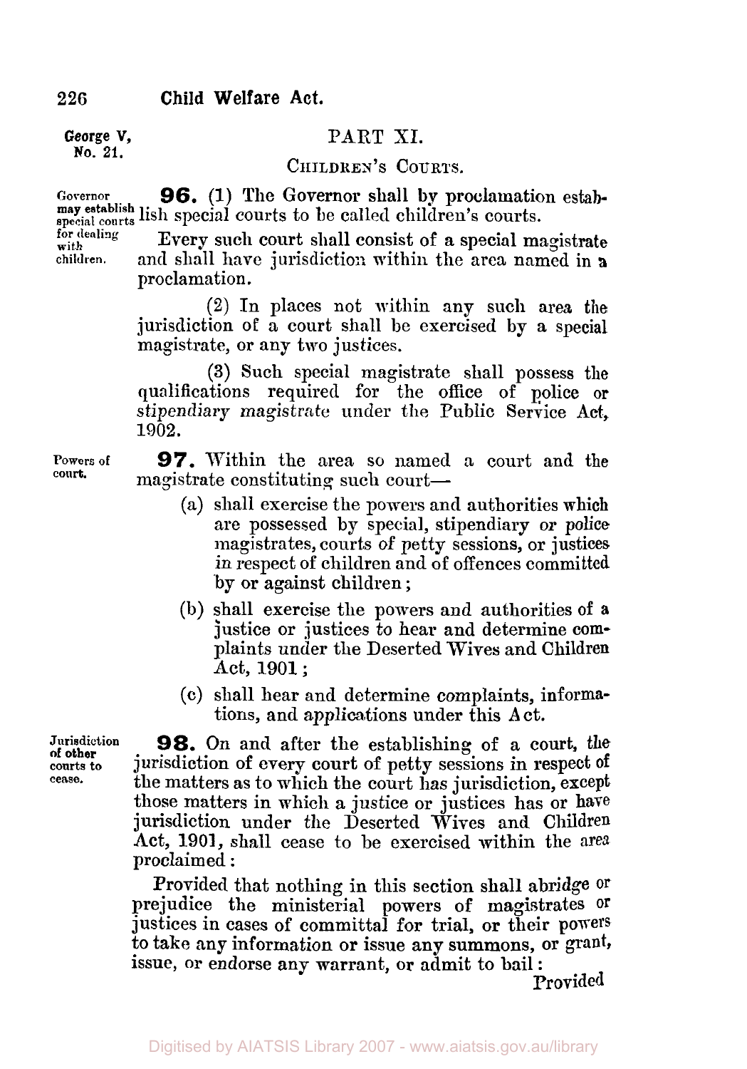George V, No. 21.

## PART XI.

### CHILDREN'S COURTS.

Governor may establish special courts for dealing with children.

**96.** (1) The Governor shall by proclamation establish special courts to be called children's courts.

Every such court shall consist of a special magistrate and shall have jurisdiction within the area named in a proclamation.

(2) In places not within any such area the jurisdiction of a court shall be exercised by a special magistrate, or any two justices.

(3) Such special magistrate shall possess the qualifications required for the office of police or stipendiary magistrate under the Public Service Act, 1902.

Powers of court.

**97.** Within the area so named a court and the magistrate constituting such court—

(a) shall exercise the powers and authorities which are possessed by special, stipendiary or police magistrates, courts of petty sessions, or justices in respect of children and of offences committed by or against children;

(b) shall exercise the powers and authorities of a justice or justices to hear and determine complaints under the Deserted Wives and Children Act, 1901;

(c) shall hear and determine complaints, informations, and applications under this Act.

Jurisdiction of other courts to cease.

**98.** On and after the establishing of a court, the jurisdiction of every court of petty sessions in respect of the matters as to which the court has jurisdiction, except those matters in which a justice or justices has or have jurisdiction under the Deserted Wives and Children Act, 1901, shall cease to be exercised within the area proclaimed:

Provided that nothing in this section shall abridge or prejudice the ministerial powers of magistrates or justices in cases of committal for trial, or their powers to take any information or issue any summons, or grant, issue, or endorse any warrant, or admit to bail:

Provided